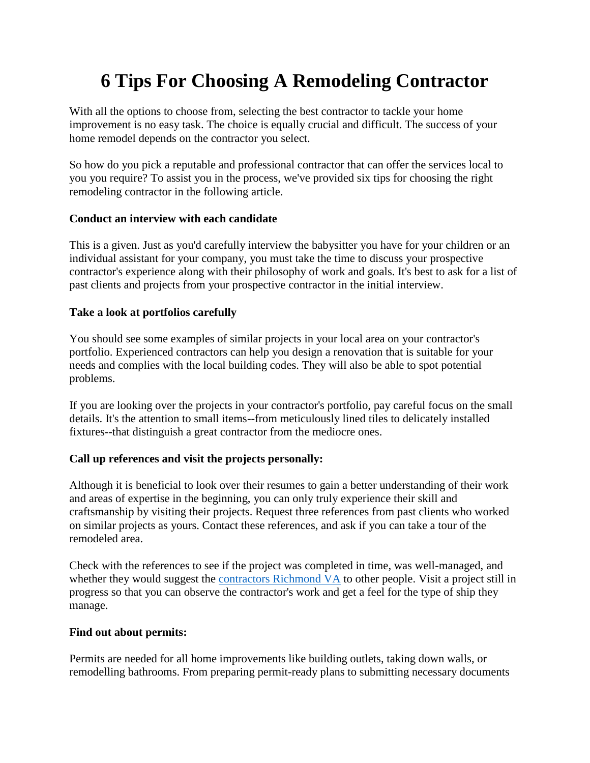# 6 Tips For Choosing A Remodeling Contractor

With all the options to choose from, selecting the best contractor to tackle your home improvement is no easy task. The choice is equally crucial and difficult. The success of your home remodel depends on the contractor you select.

So how do you pick a reputable and professional contractor that can offer the services local to you you require? To assist you in the process, we've provided six tips for choosing the right remodeling contractor in the following article.

**Conduct an interview with each candidate**

This is a given. Just as you'd carefully interview the babysitter you have for your children or an individual assistant for your company, you must take the time to discuss your prospective contractor's experience along with their philosophy of work and goals. It's best to ask for a list of past clients and projects from your prospective contractor in the initial interview.

**Take a look at portfolios carefully**

You should see some examples of similar projects in your local area on your contractor's portfolio. Experienced contractors can help you design a renovation that is suitable for your needs and complies with the local building codes. They will also be able to spot potential problems.

If you are looking over the projects in your contractor's portfolio, pay careful focus on the small details. It's the attention to small items--from meticulously lined tiles to delicately installed fixtures--that distinguish a great contractor from the mediocre ones.

**Call up references and visit the projects personally:**

Although it is beneficial to look over their resumes to gain a better understanding of their work and areas of expertise in the beginning, you can only truly experience their skill and craftsmanship by visiting their projects. Request three references from past clients who worked on similar projects as yours. Contact these references, and ask if you can take a tour of the remodeled area.

Check with the references to see if the project was completed in time, was well-managed, and whether they would suggest the [contractors Richmond VA]() to other people. Visit a project still in progress so that you can observe the contractor's work and get a feel for the type of ship they manage.

**Find out about permits:**

Permits are needed for all home improvements like building outlets, taking down walls, or remodelling bathrooms. From preparing permit-ready plans to submitting necessary documents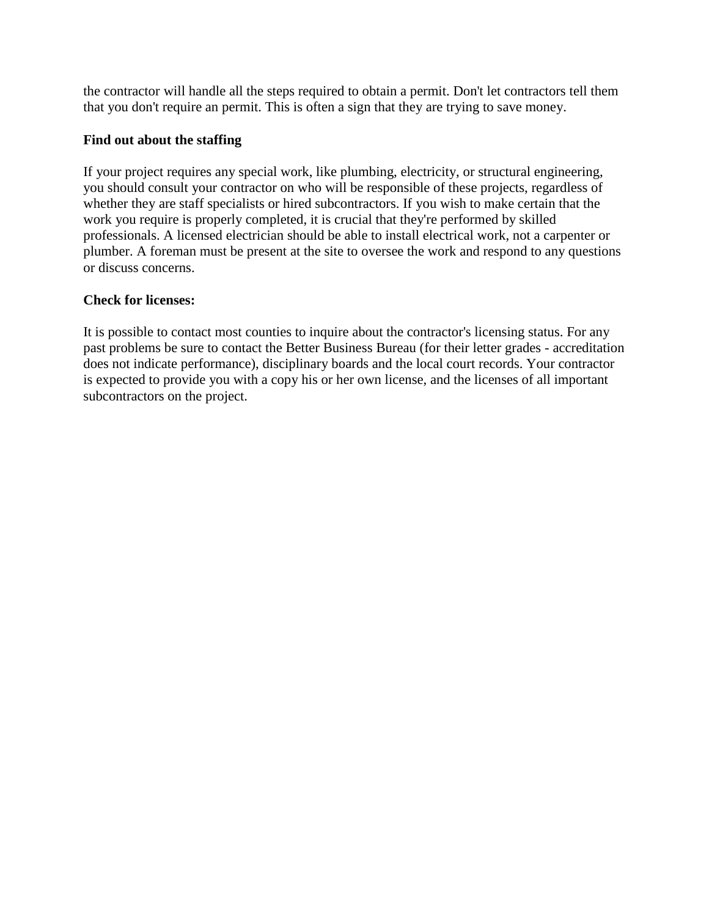the contractor will handle all the steps required to obtain a permit. Don't let contractors tell them that you don't require an permit. This is often a sign that they are trying to save money.

**Find out about the staffing**

If your project requires any special work, like plumbing, electricity, or structural engineering, you should consult your contractor on who will be responsible of these projects, regardless of whether they are staff specialists or hired subcontractors. If you wish to make certain that the work you require is properly completed, it is crucial that they're performed by skilled professionals. A licensed electrician should be able to install electrical work, not a carpenter or plumber. A foreman must be present at the site to oversee the work and respond to any questions or discuss concerns.

**Check for licenses:**

It is possible to contact most counties to inquire about the contractor's licensing status. For any past problems be sure to contact the Better Business Bureau (for their letter grades - accreditation does not indicate performance), disciplinary boards and the local court records. Your contractor is expected to provide you with a copy his or her own license, and the licenses of all important subcontractors on the project.